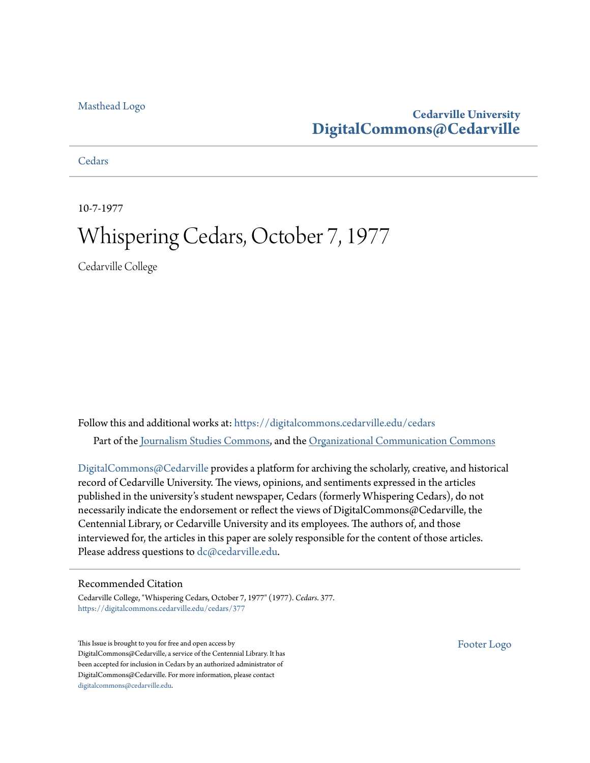Masthead Logo

**Cedarville University**
**DigitalCommons@Cedarville**

Cedars

10-7-1977

# Whispering Cedars, October 7, 1977

Cedarville College

Follow this and additional works at: https://digitalcommons.cedarville.edu/cedars

Part of the Journalism Studies Commons, and the Organizational Communication Commons

DigitalCommons@Cedarville provides a platform for archiving the scholarly, creative, and historical record of Cedarville University. The views, opinions, and sentiments expressed in the articles published in the university's student newspaper, Cedars (formerly Whispering Cedars), do not necessarily indicate the endorsement or reflect the views of DigitalCommons@Cedarville, the Centennial Library, or Cedarville University and its employees. The authors of, and those interviewed for, the articles in this paper are solely responsible for the content of those articles. Please address questions to dc@cedarville.edu.

## Recommended Citation

Cedarville College, "Whispering Cedars, October 7, 1977" (1977). *Cedars*. 377.
https://digitalcommons.cedarville.edu/cedars/377

This Issue is brought to you for free and open access by DigitalCommons@Cedarville, a service of the Centennial Library. It has been accepted for inclusion in Cedars by an authorized administrator of DigitalCommons@Cedarville. For more information, please contact digitalcommons@cedarville.edu.

Footer Logo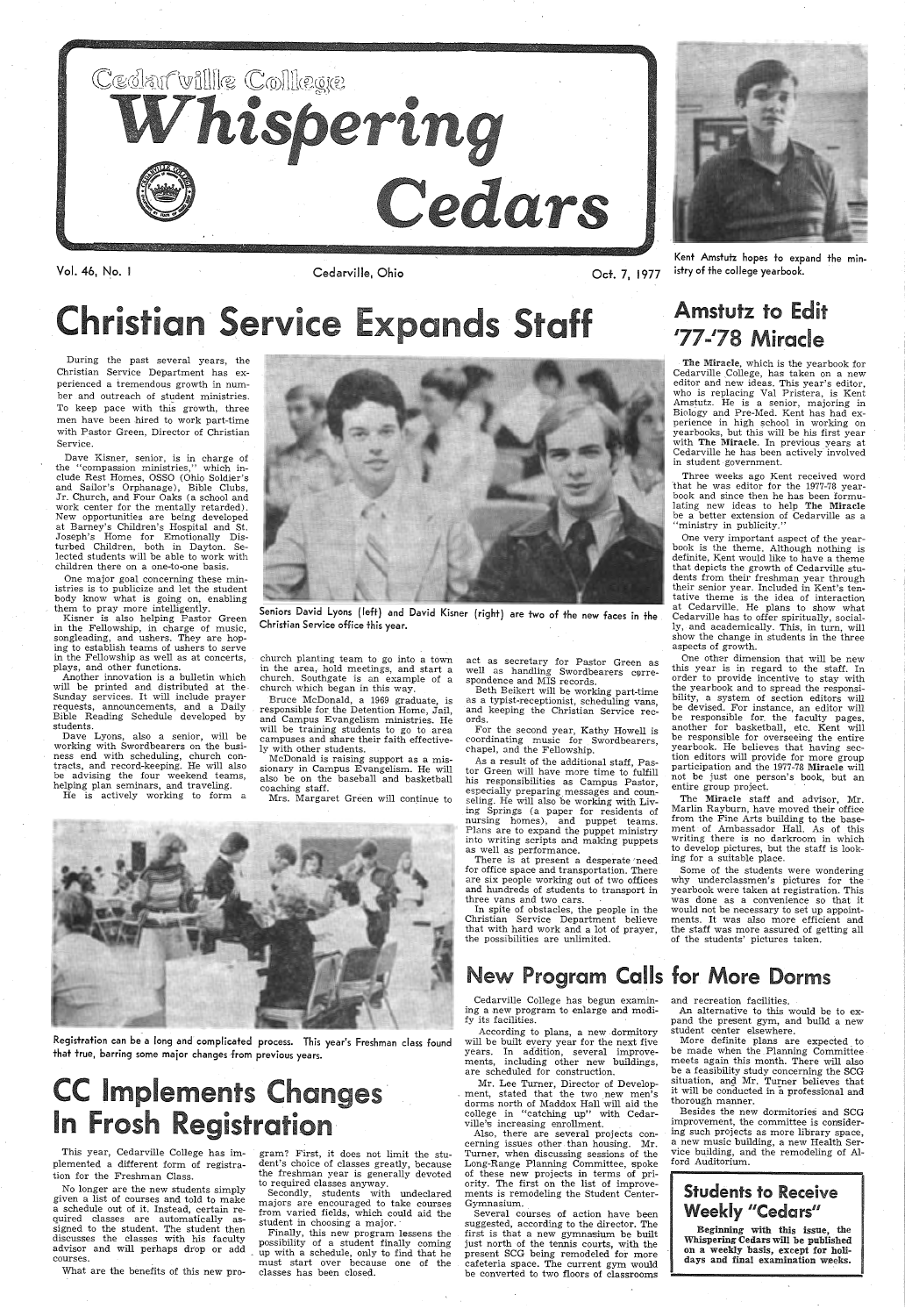# Cedarville College Whispering Cedars

Vol. 46, No. 1 — Cedarville, Ohio — Oct. 7, 1977

Kent Amstutz hopes to expand the ministry of the college yearbook.

## Christian Service Expands Staff

During the past several years, the Christian Service Department has experienced a tremendous growth in number and outreach of student ministries. To keep pace with this growth, three men have been hired to work part-time with Pastor Green, Director of Christian Service.

Dave Kisner, senior, is in charge of the "compassion ministries," which include Rest Homes, OSSO (Ohio Soldier's and Sailor's Orphanage), Bible Clubs, Jr. Church, and Four Oaks (a school and work center for the mentally retarded). New opportunities are being developed at Barney's Children's Hospital and St. Joseph's Home for Emotionally Disturbed Children, both in Dayton. Selected students will be able to work with children there on a one-to-one basis.

One major goal concerning these ministries is to publicize and let the student body know what is going on, enabling them to pray more intelligently.

Kisner is also helping Pastor Green in the Fellowship, in charge of music, songleading, and ushers. They are hoping to establish teams of ushers to serve in the Fellowship as well as at concerts, plays, and other functions.

Another innovation is a bulletin which will be printed and distributed at the Sunday services. It will include prayer requests, announcements, and a Daily Bible Reading Schedule developed by students.

Dave Lyons, also a senior, will be working with Swordbearers on the business end with scheduling, church contracts, and record-keeping. He will also be advising the four weekend teams, helping plan seminars, and traveling.

He is actively working to form a church planting team to go into a town in the area, hold meetings, and start a church. Southgate is an example of a church which began in this way.

Bruce McDonald, a 1969 graduate, is responsible for the Detention Home, Jail, and Campus Evangelism ministries. He will be training students to go to area campuses and share their faith effectively with other students.

McDonald is raising support as a missionary in Campus Evangelism. He will also be on the baseball and basketball coaching staff.

Mrs. Margaret Green will continue to act as secretary for Pastor Green as well as handling Swordbearers correspondence and MIS records.

Beth Beikert will be working part-time as a typist-receptionist, scheduling vans, and keeping the Christian Service records.

For the second year, Kathy Howell is coordinating music for Swordbearers, chapel, and the Fellowship.

As a result of the additional staff, Pastor Green will have more time to fulfill his responsibilities as Campus Pastor, especially preparing messages and counseling. He will also be working with Living Springs (a paper for residents of nursing homes), and puppet teams. Plans are to expand the puppet ministry into writing scripts and making puppets as well as performance.

There is at present a desperate need for office space and transportation. There are six people working out of two offices and hundreds of students to transport in three vans and two cars.

In spite of obstacles, the people in the Christian Service Department believe that with hard work and a lot of prayer, the possibilities are unlimited.

Seniors David Lyons (left) and David Kisner (right) are two of the new faces in the Christian Service office this year.

## Amstutz to Edit '77-'78 Miracle

**The Miracle**, which is the yearbook for Cedarville College, has taken on a new editor and new ideas. This year's editor, who is replacing Val Pristera, is Kent Amstutz. He is a senior, majoring in Biology and Pre-Med. Kent has had experience in high school in working on yearbooks, but this will be his first year with **The Miracle**. In previous years at Cedarville he has been actively involved in student government.

Three weeks ago Kent received word that he was editor for the 1977-78 yearbook and since then he has been formulating new ideas to help **The Miracle** be a better extension of Cedarville as a "ministry in publicity."

One very important aspect of the yearbook is the theme. Although nothing is definite, Kent would like to have a theme that depicts the growth of Cedarville students from their freshman year through their senior year. Included in Kent's tentative theme is the idea of interaction at Cedarville. He plans to show what Cedarville has to offer spiritually, socially, and academically. This, in turn, will show the change in students in the three aspects of growth.

One other dimension that will be new this year is in regard to the staff. In order to provide incentive to stay with the yearbook and to spread the responsibility, a system of section editors will be devised. For instance, an editor will be responsible for the faculty pages, another for basketball, etc. Kent will be responsible for overseeing the entire yearbook. He believes that having section editors will provide for more group participation and the 1977-78 **Miracle** will not be just one person's book, but an entire group project.

The **Miracle** staff and advisor, Mr. Marlin Rayburn, have moved their office from the Fine Arts building to the basement of Ambassador Hall. As of this writing there is no darkroom in which to develop pictures, but the staff is looking for a suitable place.

Some of the students were wondering why underclassmen's pictures for the yearbook were taken at registration. This was done as a convenience so that it would not be necessary to set up appointments. It was also more efficient and the staff was more assured of getting all of the students' pictures taken.

Registration can be a long and complicated process. This year's Freshman class found that true, barring some major changes from previous years.

## CC Implements Changes In Frosh Registration

This year, Cedarville College has implemented a different form of registration for the Freshman Class.

No longer are the new students simply given a list of courses and told to make a schedule out of it. Instead, certain required classes are automatically assigned to the student. The student then discusses the classes with his faculty advisor and will perhaps drop or add courses.

What are the benefits of this new program? First, it does not limit the student's choice of classes greatly, because the freshman year is generally devoted to required classes anyway.

Secondly, students with undeclared majors are encouraged to take courses from varied fields, which could aid the student in choosing a major.

Finally, this new program lessens the possibility of a student finally coming up with a schedule, only to find that he must start over because one of the classes has been closed.

## New Program Calls for More Dorms

Cedarville College has begun examining a new program to enlarge and modify its facilities.

According to plans, a new dormitory will be built every year for the next five years. In addition, several improvements, including other new buildings, are scheduled for construction.

Mr. Lee Turner, Director of Development, stated that the two new men's dorms north of Maddox Hall will aid the college in "catching up" with Cedarville's increasing enrollment.

Also, there are several projects concerning issues other than housing. Mr. Turner, when discussing sessions of the Long-Range Planning Committee, spoke of these new projects in terms of priority. The first on the list of improvements is remodeling the Student Center-Gymnasium.

Several courses of action have been suggested, according to the director. The first is that a new gymnasium be built just north of the tennis courts, with the present SCG being remodeled for more cafeteria space. The current gym would be converted to two floors of classrooms and recreation facilities.

An alternative to this would be to expand the present gym, and build a new student center elsewhere.

More definite plans are expected to be made when the Planning Committee meets again this month. There will also be a feasibility study concerning the SCG situation, and Mr. Turner believes that it will be conducted in a professional and thorough manner.

Besides the new dormitories and SCG improvement, the committee is considering such projects as more library space, a new music building, a new Health Service building, and the remodeling of Alford Auditorium.

## Students to Receive Weekly "Cedars"

**Beginning with this issue, the Whispering Cedars will be published on a weekly basis, except for holidays and final examination weeks.**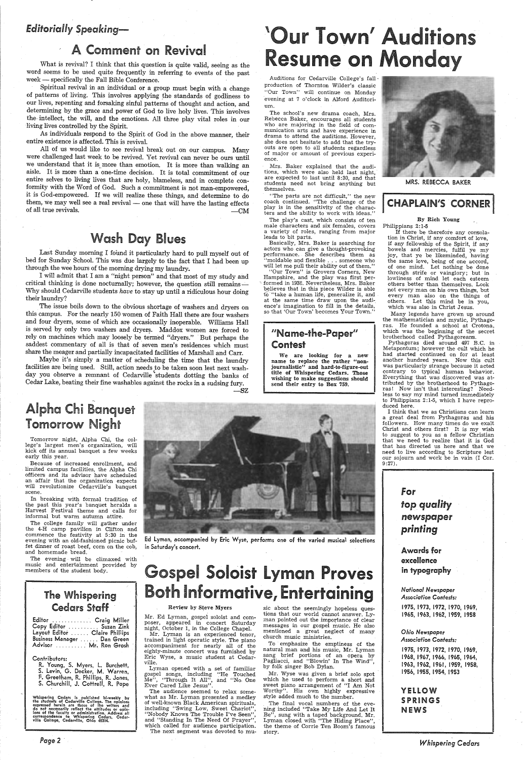*Editorially Speaking—*

## A Comment on Revival

What is revival? I think that this question is quite valid, seeing as the word seems to be used quite frequently in referring to events of the past week — specifically the Fall Bible Conference.

Spiritual revival in an individual or a group must begin with a change of patterns of living. This involves applying the standards of godliness to our lives, repenting and forsaking sinful patterns of thought and action, and determining by the grace and power of God to live holy lives. This involves the intellect, the will, and the emotions. All three play vital roles in our living lives controlled by the Spirit.

As individuals respond to the Spirit of God in the above manner, their entire existence is affected. This is revival.

All of us would like to see revival break out on our campus. Many were challenged last week to be revived. Yet revival can never be ours until we understand that it is more than emotion. It is more than walking an aisle. It is more than a one-time decision. It is total commitment of our entire selves to living lives that are holy, blameless, and in complete conformity with the Word of God. Such a commitment is not man-empowered, it is God-empowered. If we will realize these things, and determine to do them, we may well see a real revival — one that will have the lasting effects of all true revivals.

—CM

## Wash Day Blues

Last Sunday morning I found it particularly hard to pull myself out of bed for Sunday School. This was due largely to the fact that I had been up through the wee hours of the morning drying my laundry.

I will admit that I am a "night person" and that most of my study and critical thinking is done nocturnally; however, the question still remains — Why should Cedarville students *have* to stay up until a ridiculous hour doing their laundry?

The issue boils down to the obvious shortage of washers and dryers on this campus. For the nearly 150 women of Faith Hall there are four washers and four dryers, some of which are occasionally inoperable. Williams Hall is served by only two washers and dryers. Maddox women are forced to rely on machines which may loosely be termed "dryers." But perhaps the saddest commentary of all is that of seven men's residences which must share the meager and partially incapacitated facilities of Marshall and Carr.

Maybe it's simply a matter of scheduling the time that the laundry facilities are being used. Still, action needs to be taken soon lest next wash-day you observe a remnant of Cedarville students dotting the banks of Cedar Lake, beating their fine washables against the rocks in a sudsing fury.

—SZ

# 'Our Town' Auditions Resume on Monday

Auditions for Cedarville College's fall production of Thornton Wilder's classic "Our Town" will continue on Monday evening at 7 o'clock in Alford Auditorium.

The school's new drama coach, Mrs. Rebecca Baker, encourages all students who are majoring in the field of communication arts and have experience in drama to attend the auditions. However, she does not hesitate to add that the try-outs are open to all students regardless of major or amount of previous experience.

Mrs. Baker explained that the auditions, which were also held last night, are expected to last until 8:30, and that students need not bring anything but themselves.

"The parts are not difficult," the new coach continued. "The challenge of the play is in the sensitivity of the characters and the ability to work with ideas."

The play's cast, which consists of ten male characters and six females, covers a variety of roles, ranging from major leads to bit parts.

Basically, Mrs. Baker is searching for actors who can give a thought-provoking performance. She describes them as "moldable and flexible . . . someone who will let me pull their ability out of them."

"Our Town" is Grovers Corners, New Hampshire, and the play was first performed in 1938. Nevertheless, Mrs. Baker believes that in this piece Wilder is able to "take a human life, generalize it, and at the same time draw upon the audience's imagination to fill in the details, so that 'Our Town' becomes Your Town."

MRS. REBECCA BAKER

## "Name-the-Paper" Contest

**We are looking for a new name to replace the rather "non-journalistic" and hard-to-figure-out title of Whispering Cedars. Those wishing to make suggestions should send their entry to Box 759.**

## CHAPLAIN'S CORNER

By Rich Young

Philippians 2:1-5

If there be therefore any consolation in Christ, if any comfort of love, if any fellowship of the Spirit, if any bowels and mercies, fulfil ye my joy, that ye be likeminded, having the same love, being of one accord, of one mind. Let nothing be done through strife or vainglory; but in lowliness of mind let each esteem others better than themselves. Look not every man on his own things, but every man also on the things of others. Let this mind be in you, which was also in Christ Jesus.

Many legends have grown up around the mathematician and mystic, Pythagoras. He founded a school at Crotona, which was the beginning of the secret brotherhood called Pythagoreans.

Pythagoras died around 497 B.C. in Metapontum; however the cult which he had started continued on for at least another hundred years. Now this cult was particularly strange because it acted contrary to typical human behavior. Everything that was discovered was attributed by the brotherhood to Pythagoras! Now isn't that interesting? Needless to say my mind turned immediately to Philippians 2:1-5, which I have reproduced here.

I think that we as Christians can learn a great deal from Pythagoras and his followers. How many times do we exalt Christ and others first? It is my wish to suggest to you as a fellow Christian that we need to realize that it is God that has directed us here and that we need to live according to Scripture lest our sojourn and work be in vain (I Cor. 9:27).

## Alpha Chi Banquet Tomorrow Night

Tomorrow night, Alpha Chi, the college's largest men's organization, will kick off its annual banquet a few weeks early this year.

Because of increased enrollment, and limited campus facilities, the Alpha Chi officers and its advisor have scheduled an affair that the organization expects will revolutionize Cedarville's banquet scene.

In breaking with formal tradition of the past this year's banquet heralds a Harvest Festival theme and calls for informal but warm autumn attire.

The college family will gather under the 4-H camp pavilion in Clifton and commence the festivity at 5:30 in the evening with an old-fashioned picnic buffet dinner of roast beef, corn on the cob, and homemade bread.

The evening will be climaxed with music and entertainment provided by members of the student body.

Ed Lyman, accompanied by Eric Wyse, performs one of the varied musical selections in Saturday's concert.

# Gospel Soloist Lyman Proves Both Informative, Entertaining

Review by Steve Myers

Mr. Ed Lyman, gospel soloist and composer, appeared in concert Saturday night, October 1, in the College Chapel.

Mr. Lyman is an experienced tenor, trained in light operatic style. The piano accompaniment for nearly all of the eighty-minute concert was furnished by Eric Wyse, a music student at Cedarville.

Lyman opened with a set of familiar gospel songs, including "He Touched Me", "Through It All", and "No One Ever Cared Like Jesus".

The audience seemed to relax somewhat as Mr. Lyman presented a medley of well-known Black American spirituals, including "Swing Low, Sweet Chariot", "Nobody Knows The Trouble I've Seen", and "Standing In The Need Of Prayer", which called for audience participation.

The next segment was devoted to music about the seemingly hopeless questions that our world cannot answer. Lyman pointed out the importance of clear messages in our gospel music. He also mentioned a great neglect of many church music ministries.

To emphasize the emptiness of the natural man and his music, Mr. Lyman sang brief portions of an opera by Pagliacci, and "Blowin' In The Wind", by folk singer Bob Dylan.

Mr. Wyse was given a brief solo spot which he used to perform a short and sweet piano arrangement of "I Am Not Worthy". His own highly expressive style added much to the number.

The final vocal numbers of the evening included "Take My Life And Let It Be", sung with a taped background. Mr. Lyman closed with "The Hiding Place", the theme of Corrie Ten Boom's famous story.

## The Whispering Cedars Staff

Editor .......... Craig Miller
Copy Editor .......... Suzan Zink
Layout Editor .......... Claire Phillips
Business Manager .......... Dan Green
Advisor .......... Mr. Ron Grosh

Contributors:
R. Young, S. Myers, L. Burchett, S. Levin, G. Decker, M. Warren, F. Greetham, R. Phillips, R. Jones, S. Churchill, J. Cottrell, R. Pope

Whispering Cedars is published bi-weekly by the students of Cedarville College. The opinions expressed herein are those of the writers and do not necessarily reflect the attitudes or opinions of the faculty or administration. Address all correspondence to Whispering Cedars, Cedarville College, Cedarville, Ohio 45314.

***For top quality newspaper printing***

**Awards for excellence in typography**

*National Newspaper Association Contests:*

1975, 1973, 1972, 1970, 1969, 1965, 1963, 1962, 1959, 1958

*Ohio Newspaper Association Contests:*

1975, 1973, 1972, 1970, 1969, 1968, 1967, 1966, 1965, 1964, 1963, 1962, 1961, 1959, 1958, 1956, 1955, 1954, 1953

**YELLOW SPRINGS NEWS**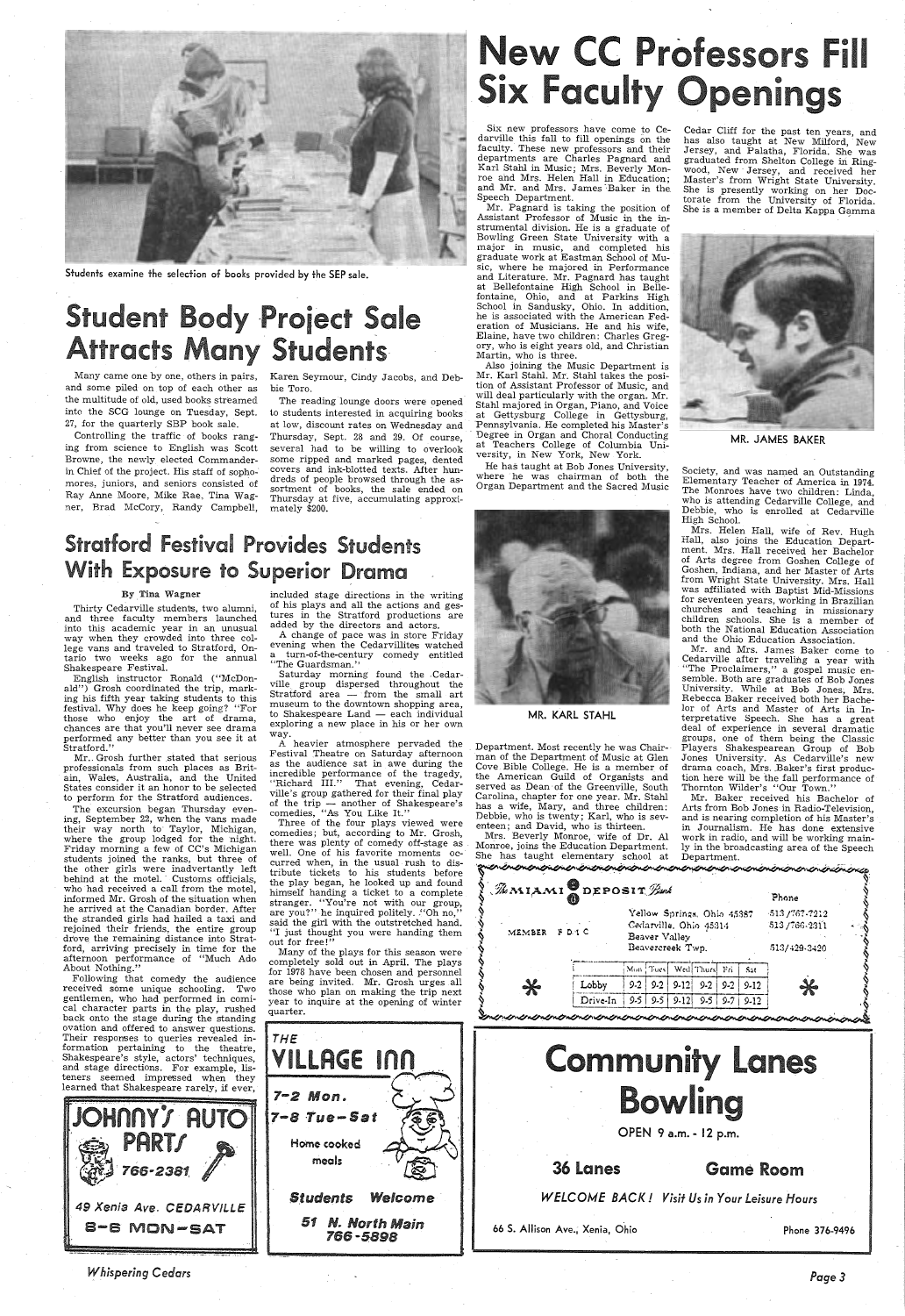Students examine the selection of books provided by the SEP sale.

# Student Body Project Sale Attracts Many Students

Many came one by one, others in pairs, and some piled on top of each other as the multitude of old, used books streamed into the SCG lounge on Tuesday, Sept. 27, for the quarterly SBP book sale.

Controlling the traffic of books ranging from science to English was Scott Browne, the newly elected Commander-in Chief of the project. His staff of sophomores, juniors, and seniors consisted of Ray Anne Moore, Mike Rae, Tina Wagner, Brad McCory, Randy Campbell, Karen Seymour, Cindy Jacobs, and Debbie Toro.

The reading lounge doors were opened to students interested in acquiring books at low, discount rates on Wednesday and Thursday, Sept. 28 and 29. Of course, several had to be willing to overlook some ripped and marked pages, dented covers and ink-blotted texts. After hundreds of people browsed through the assortment of books, the sale ended on Thursday at five, accumulating approximately $200.

# Stratford Festival Provides Students With Exposure to Superior Drama

By Tina Wagner

Thirty Cedarville students, two alumni, and three faculty members launched into this academic year in an unusual way when they crowded into three college vans and traveled to Stratford, Ontario two weeks ago for the annual Shakespeare Festival.

English instructor Ronald ("McDonald") Grosh coordinated the trip, marking his fifth year taking students to this festival. Why does he keep going? "For those who enjoy the art of drama, chances are that you'll never see drama performed any better than you see it at Stratford."

Mr. Grosh further stated that serious professionals from such places as Britain, Wales, Australia, and the United States consider it an honor to be selected to perform for the Stratford audiences.

The excursion began Thursday evening, September 22, when the vans made their way north to Taylor, Michigan, where the group lodged for the night. Friday morning a few of CC's Michigan students joined the ranks, but three of the other girls were inadvertantly left behind at the motel. Customs officials, who had received a call from the motel, informed Mr. Grosh of the situation when he arrived at the Canadian border. After the stranded girls had hailed a taxi and rejoined their friends, the entire group drove the remaining distance into Stratford, arriving precisely in time for the afternoon performance of "Much Ado About Nothing."

Following that comedy the audience received some unique schooling. Two gentlemen, who had performed in comical character parts in the play, rushed back onto the stage during the standing ovation and offered to answer questions. Their responses to queries revealed information pertaining to the theatre, Shakespeare's style, actors' techniques, and stage directions. For example, listeners seemed impressed when they learned that Shakespeare rarely, if ever, included stage directions in the writing of his plays and all the actions and gestures in the Stratford productions are added by the directors and actors.

A change of pace was in store Friday evening when the Cedarvillites watched a turn-of-the-century comedy entitled "The Guardsman."

Saturday morning found the Cedarville group dispersed throughout the Stratford area — from the small art museum to the downtown shopping area, to Shakespeare Land — each individual exploring a new place in his or her own way.

A heavier atmosphere pervaded the Festival Theatre on Saturday afternoon as the audience sat in awe during the incredible performance of the tragedy, "Richard III." That evening, Cedarville's group gathered for their final play of the trip — another of Shakespeare's comedies, "As You Like It."

Three of the four plays viewed were comedies; but, according to Mr. Grosh, there was plenty of comedy off-stage as well. One of his favorite moments occurred when, in the usual rush to distribute tickets to his students before the play began, he looked up and found himself handing a ticket to a complete stranger. "You're not with our group, are you?" he inquired politely. "Oh no," said the girl with the outstretched hand. "I just thought you were handing them out for free!"

Many of the plays for this season were completely sold out in April. The plays for 1978 have been chosen and personnel are being invited. Mr. Grosh urges all those who plan on making the trip next year to inquire at the opening of winter quarter.

# New CC Professors Fill Six Faculty Openings

Six new professors have come to Cedarville this fall to fill openings on the faculty. These new professors and their departments are Charles Pagnard and Karl Stahl in Music; Mrs. Beverly Monroe and Mrs. Helen Hall in Education; and Mr. and Mrs. James Baker in the Speech Department.

Mr. Pagnard is taking the position of Assistant Professor of Music in the instrumental division. He is a graduate of Bowling Green State University with a major in music, and completed his graduate work at Eastman School of Music, where he majored in Performance and Literature. Mr. Pagnard has taught at Bellefontaine High School in Bellefontaine, Ohio, and at Parkins High School in Sandusky, Ohio. In addition, he is associated with the American Federation of Musicians. He and his wife, Elaine, have two children: Charles Gregory, who is eight years old, and Christian Martin, who is three.

Also joining the Music Department is Mr. Karl Stahl. Mr. Stahl takes the position of Assistant Professor of Music, and will deal particularly with the organ. Mr. Stahl majored in Organ, Piano, and Voice at Gettysburg College in Gettysburg, Pennsylvania. He completed his Master's Degree in Organ and Choral Conducting at Teachers College of Columbia University, in New York, New York.

He has taught at Bob Jones University, where he was chairman of both the Organ Department and the Sacred Music Department. Most recently he was Chairman of the Department of Music at Glen Cove Bible College. He is a member of the American Guild of Organists and served as Dean of the Greenville, South Carolina, chapter for one year. Mr. Stahl has a wife, Mary, and three children: Debbie, who is twenty; Karl, who is seventeen; and David, who is thirteen.

MR. KARL STAHL

Mrs. Beverly Monroe, wife of Dr. Al Monroe, joins the Education Department. She has taught elementary school at Cedar Cliff for the past ten years, and has also taught at New Milford, New Jersey, and Palatha, Florida. She was graduated from Shelton College in Ringwood, New Jersey, and received her Master's from Wright State University. She is presently working on her Doctorate from the University of Florida. She is a member of Delta Kappa Gamma Society, and was named an Outstanding Elementary Teacher of America in 1974. The Monroes have two children: Linda, who is attending Cedarville College, and Debbie, who is enrolled at Cedarville High School.

MR. JAMES BAKER

Mrs. Helen Hall, wife of Rev. Hugh Hall, also joins the Education Department. Mrs. Hall received her Bachelor of Arts degree from Goshen College of Goshen, Indiana, and her Master of Arts from Wright State University. Mrs. Hall was affiliated with Baptist Mid-Missions for seventeen years, working in Brazilian churches and teaching in missionary children schools. She is a member of both the National Education Association and the Ohio Education Association.

Mr. and Mrs. James Baker come to Cedarville after traveling a year with "The Proclaimers," a gospel music ensemble. Both are graduates of Bob Jones University. While at Bob Jones, Mrs. Rebecca Baker received both her Bachelor of Arts and Master of Arts in Interpretative Speech. She has a great deal of experience in several dramatic groups, one of them being the Classic Players Shakespearean Group of Bob Jones University. As Cedarville's new drama coach, Mrs. Baker's first production here will be the fall performance of Thornton Wilder's "Our Town."

Mr. Baker received his Bachelor of Arts from Bob Jones in Radio-Television, and is nearing completion of his Master's in Journalism. He has done extensive work in radio, and will be working mainly in the broadcasting area of the Speech Department.

---

**The Miami Deposit Bank**

MEMBER F D I C

| | Phone |
|---|---|
| Yellow Springs, Ohio 45387 | 513/767-7212 |
| Cedarville, Ohio 45314 | 513/766-2311 |
| Beaver Valley | |
| Beavercreek Twp. | 513/429-3420 |

| | Mon | Tues | Wed | Thurs | Fri | Sat |
|---|---|---|---|---|---|---|
| Lobby | 9-2 | 9-2 | 9-12 | 9-2 | 9-2 | 9-12 |
| Drive-In | 9-5 | 9-5 | 9-12 | 9-5 | 9-7 | 9-12 |

---

**JOHNNY'S AUTO PARTS**

766-2381

49 Xenia Ave. CEDARVILLE

8-6 MON-SAT

---

**THE VILLAGE INN**

7-2 Mon.

7-8 Tue-Sat

Home cooked meals

Students Welcome

51 N. North Main

766-5898

---

**Community Lanes Bowling**

OPEN 9 a.m. - 12 p.m.

36 Lanes — Game Room

WELCOME BACK! Visit Us in Your Leisure Hours

66 S. Allison Ave., Xenia, Ohio

Phone 376-9496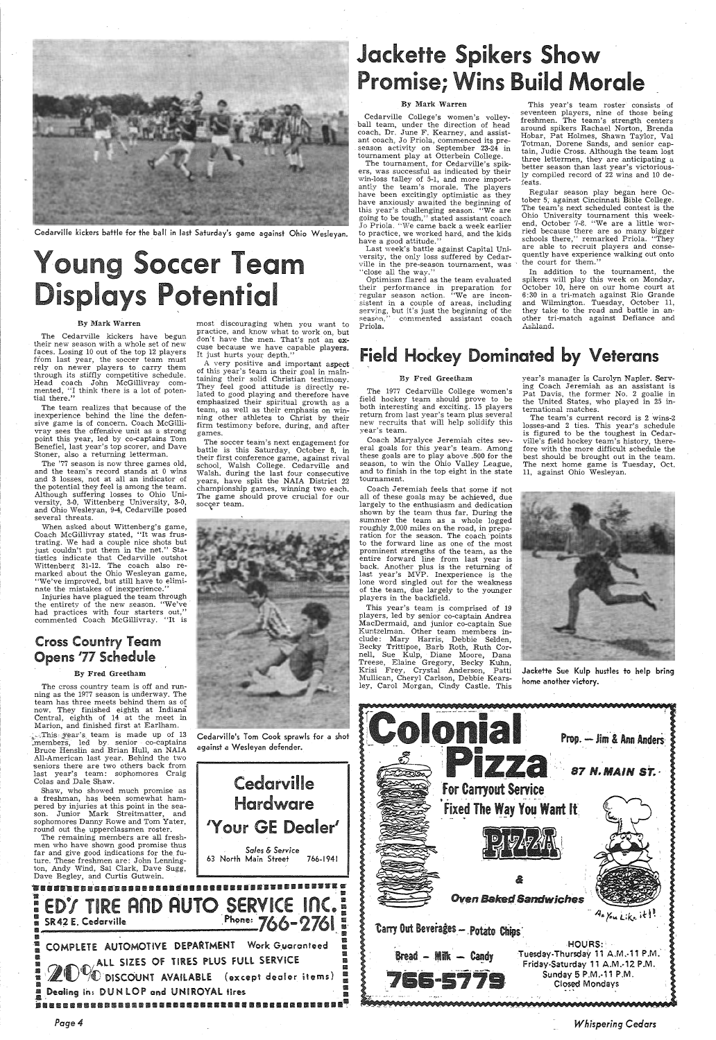Cedarville kickers battle for the ball in last Saturday's game against Ohio Wesleyan.

# Young Soccer Team Displays Potential

By Mark Warren

The Cedarville kickers have begun their new season with a whole set of new faces. Losing 10 out of the top 12 players from last year, the soccer team must rely on newer players to carry them through its stiffly competitive schedule. Head coach John McGillivray commented, "I think there is a lot of potential there."

The team realizes that because of the inexperience behind the line the defensive game is of concern. Coach McGillivray sees the offensive unit as a strong point this year, led by co-captains Tom Benefiel, last year's top scorer, and Dave Stoner, also a returning letterman.

The '77 season is now three games old, and the team's record stands at 0 wins and 3 losses, not at all an indicator of the potential they feel is among the team. Although suffering losses to Ohio University, 3-0, Wittenberg University, 3-0, and Ohio Wesleyan, 9-4, Cedarville posed several threats.

When asked about Wittenberg's game, Coach McGillivray stated, "It was frustrating. We had a couple nice shots but just couldn't put them in the net." Statistics indicate that Cedarville outshot Wittenberg 31-12. The coach also remarked about the Ohio Wesleyan game, "We've improved, but still have to eliminate the mistakes of inexperience."

Injuries have plagued the team through the entirety of the new season. "We've had practices with four starters out," commented Coach McGillivray. "It is most discouraging when you want to practice, and know what to work on, but don't have the men. That's not an excuse because we have capable players. It just hurts your depth."

A very positive and important aspect of this year's team is their goal in maintaining their solid Christian testimony. They feel good attitude is directly related to good playing and therefore have emphasized their spiritual growth as a team, as well as their emphasis on winning other athletes to Christ by their firm testimony before, during, and after games.

The soccer team's next engagement for battle is this Saturday, October 8, in their first conference game, against rival school, Walsh College. Cedarville and Walsh, during the last four consecutive years, have split the NAIA District 22 championship games, winning two each. The game should prove crucial for our soccer team.

Cedarville's Tom Cook sprawls for a shot against a Wesleyan defender.

## Cross Country Team Opens '77 Schedule

By Fred Greetham

The cross country team is off and running as the 1977 season is underway. The team has three meets behind them as of now. They finished eighth at Indiana Central, eighth of 14 at the meet in Marion, and finished first at Earlham.

This year's team is made up of 13 members, led by senior co-captains Bruce Henslin and Brian Hull, an NAIA All-American last year. Behind the two seniors there are two others back from last year's team: sophomores Craig Colas and Dale Shaw.

Shaw, who showed much promise as a freshman, has been somewhat hampered by injuries at this point in the season. Junior Mark Streitmatter, and sophomores Danny Rowe and Tom Yater, round out the upperclassmen roster.

The remaining members are all freshmen who have shown good promise thus far and give good indications for the future. These freshmen are: John Lennington, Andy Wind, Sal Clark, Dave Sugg, Dave Begley, and Curtis Gutwein.

# Jackette Spikers Show Promise; Wins Build Morale

By Mark Warren

Cedarville College's women's volleyball team, under the direction of head coach, Dr. June F. Kearney, and assistant coach, Jo Priola, commenced its preseason activity on September 23-24 in tournament play at Otterbein College.

The tournament, for Cedarville's spikers, was successful as indicated by their win-loss talley of 5-1, and more importantly the team's morale. The players have been excitingly optimistic as they have anxiously awaited the beginning of this year's challenging season. "We are going to be tough," stated assistant coach Jo Priola. "We came back a week earlier to practice, we worked hard, and the kids have a good attitude."

Last week's battle against Capital University, the only loss suffered by Cedarville in the pre-season tournament, was "close all the way."

Optimism flared as the team evaluated their performance in preparation for regular season action. "We are inconsistent in a couple of areas, including serving, but it's just the beginning of the season," commented assistant coach Priola.

This year's team roster consists of seventeen players, nine of those being freshmen. The team's strength centers around spikers Rachael Norton, Brenda Hobar, Pat Holmes, Shawn Taylor, Val Totman, Dorene Sands, and senior captain, Judie Cross. Although the team lost three lettermen, they are anticipating a better season than last year's victoriously compiled record of 22 wins and 10 defeats.

Regular season play began here October 5, against Cincinnati Bible College. The team's next scheduled contest is the Ohio University tournament this weekend, October 7-8. "We are a little worried because there are so many bigger schools there," remarked Priola. "They are able to recruit players and consequently have experience walking out onto the court for them."

In addition to the tournament, the spikers will play this week on Monday, October 10, here on our home court at 6:30 in a tri-match against Rio Grande and Wilmington. Tuesday, October 11, they take to the road and battle in another tri-match against Defiance and Ashland.

# Field Hockey Dominated by Veterans

By Fred Greetham

The 1977 Cedarville College women's field hockey team should prove to be both interesting and exciting. 15 players return from last year's team plus several new recruits that will help solidify this year's team.

Coach Maryalyce Jeremiah cites several goals for this year's team. Among these goals are to play above .500 for the season, to win the Ohio Valley League, and to finish in the top eight in the state tournament.

Coach Jeremiah feels that some if not all of these goals may be achieved, due largely to the enthusiasm and dedication shown by the team thus far. During the summer the team as a whole logged roughly 2,000 miles on the road, in preparation for the season. The coach points to the forward line as one of the most prominent strengths of the team, as the entire forward line from last year is back. Another plus is the returning of last year's MVP. Inexperience is the lone word singled out for the weakness of the team, due largely to the younger players in the backfield.

This year's team is comprised of 19 players, led by senior co-captain Andrea MacDermaid, and junior co-captain Sue Kuntzelman. Other team members include: Mary Harris, Debbie Selden, Becky Trittipoe, Barb Roth, Ruth Cornell, Sue Kulp, Diane Moore, Dana Treese, Elaine Gregory, Becky Kuhn, Krisi Frey, Crystal Anderson, Patti Mullican, Cheryl Carlson, Debbie Kearsley, Carol Morgan, Cindy Castle. This year's manager is Carolyn Napier. Serving Coach Jeremiah as an assistant is Pat Davis, the former No. 2 goalie in the United States, who played in 25 international matches.

The team's current record is 2 wins-2 losses-and 2 ties. This year's schedule is figured to be the toughest in Cedarville's field hockey team's history, therefore with the more difficult schedule the best should be brought out in the team. The next home game is Tuesday, Oct. 11, against Ohio Wesleyan.

Jackette Sue Kulp hustles to help bring home another victory.

---

**Cedarville Hardware**

**'Your GE Dealer'**

*Sales & Service*

63 North Main Street 766-1941

---

**ED'S TIRE AND AUTO SERVICE INC.**

SR42 E. Cedarville Phone: 766-2761

COMPLETE AUTOMOTIVE DEPARTMENT Work Guaranteed

ALL SIZES OF TIRES PLUS FULL SERVICE

20% DISCOUNT AVAILABLE (except dealer items)

Dealing in: DUNLOP and UNIROYAL tires

---

**Colonial Pizza**

Prop. — Jim & Ann Anders

87 N. MAIN ST.

For Carryout Service

Fixed The Way You Want It

PIZZA

&

Oven Baked Sandwiches

As You Like it!!

Carry Out Beverages — Potato Chips

Bread — Milk — Candy

766-5779

HOURS:
Tuesday-Thursday 11 A.M.-11 P.M.
Friday-Saturday 11 A.M.-12 P.M.
Sunday 5 P.M.-11 P.M.
Closed Mondays